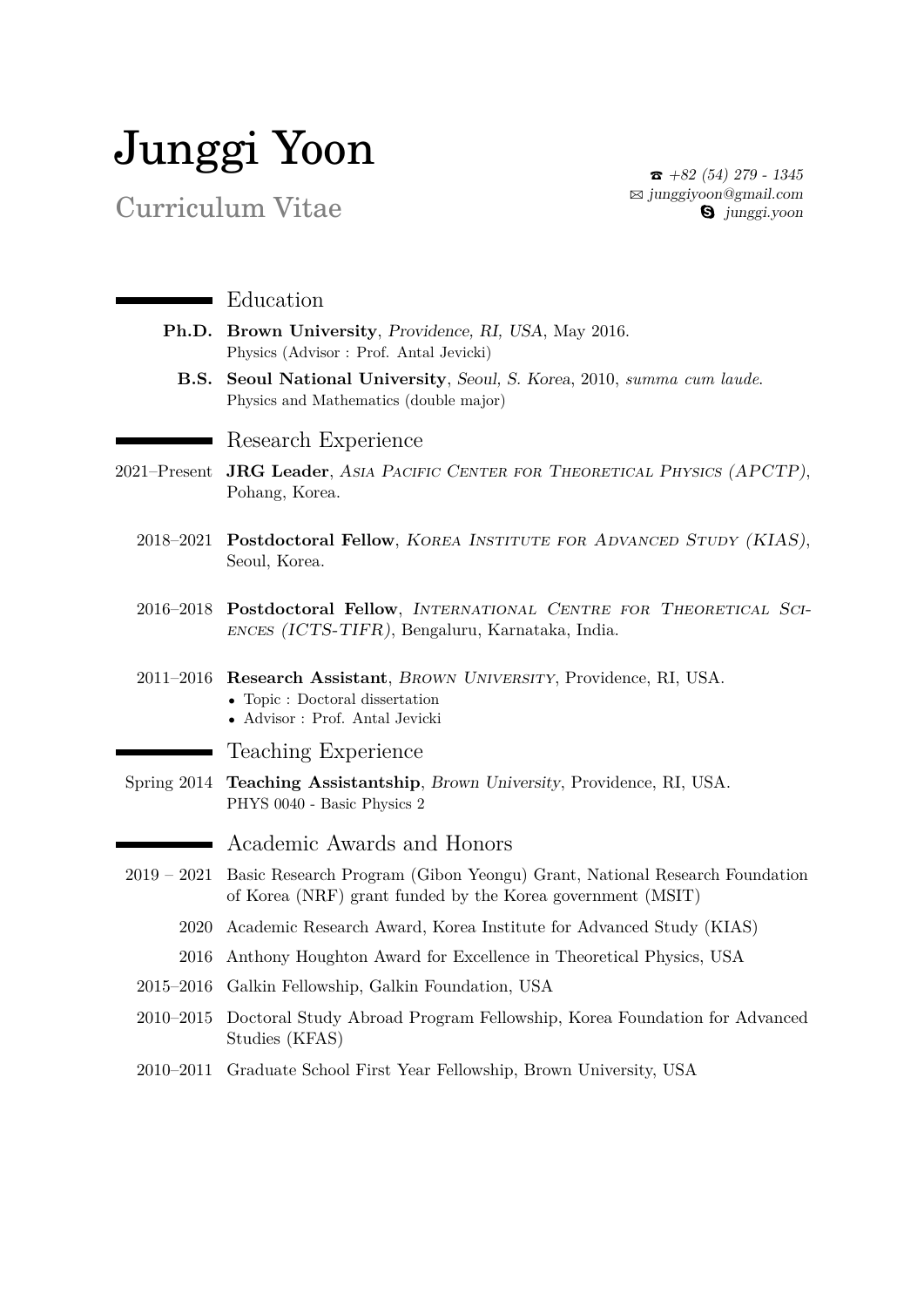# Junggi Yoon

## Curriculum Vitae

☎ *+82 (54) 279 - 1345*
✉ *junggiyoon@gmail.com*
Skype: *junggi.yoon*

## Education

**Ph.D.** **Brown University**, *Providence, RI, USA*, May 2016.
Physics (Advisor : Prof. Antal Jevicki)

**B.S.** **Seoul National University**, *Seoul, S. Korea*, 2010, *summa cum laude*.
Physics and Mathematics (double major)

## Research Experience

2021–Present **JRG Leader**, *Asia Pacific Center for Theoretical Physics (APCTP)*, Pohang, Korea.

2018–2021 **Postdoctoral Fellow**, *Korea Institute for Advanced Study (KIAS)*, Seoul, Korea.

2016–2018 **Postdoctoral Fellow**, *International Centre for Theoretical Sciences (ICTS-TIFR)*, Bengaluru, Karnataka, India.

2011–2016 **Research Assistant**, *Brown University*, Providence, RI, USA.
- Topic : Doctoral dissertation
- Advisor : Prof. Antal Jevicki

## Teaching Experience

Spring 2014 **Teaching Assistantship**, *Brown University*, Providence, RI, USA.
PHYS 0040 - Basic Physics 2

## Academic Awards and Honors

2019 – 2021 Basic Research Program (Gibon Yeongu) Grant, National Research Foundation of Korea (NRF) grant funded by the Korea government (MSIT)

2020 Academic Research Award, Korea Institute for Advanced Study (KIAS)

2016 Anthony Houghton Award for Excellence in Theoretical Physics, USA

2015–2016 Galkin Fellowship, Galkin Foundation, USA

2010–2015 Doctoral Study Abroad Program Fellowship, Korea Foundation for Advanced Studies (KFAS)

2010–2011 Graduate School First Year Fellowship, Brown University, USA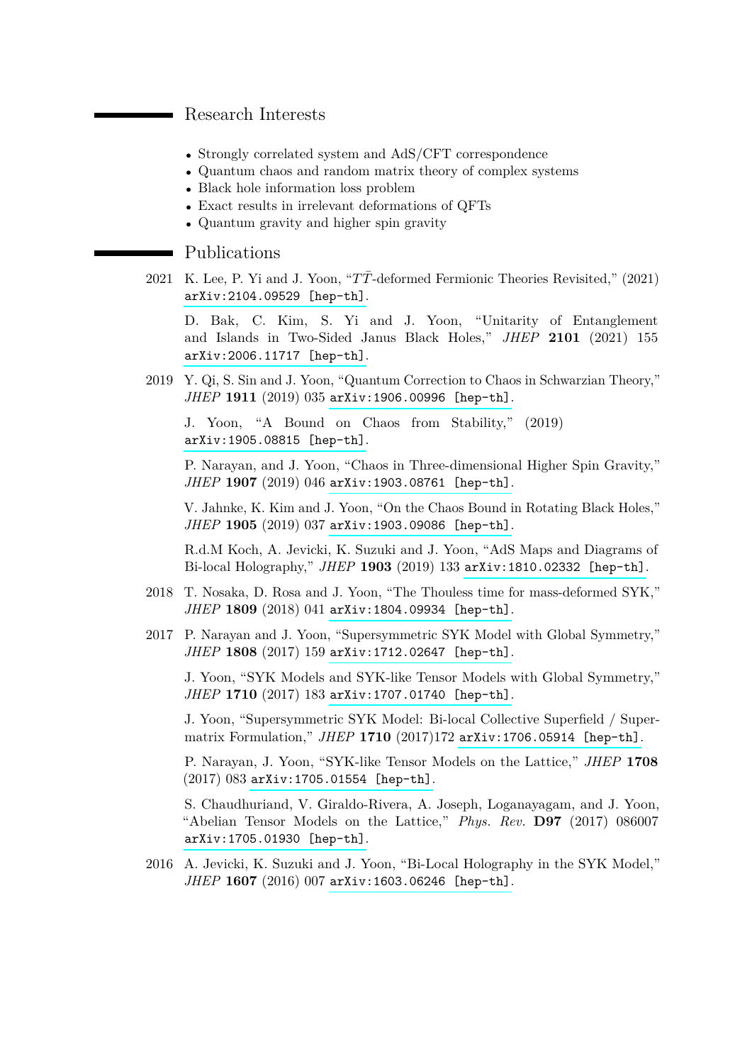## Research Interests

- Strongly correlated system and AdS/CFT correspondence
- Quantum chaos and random matrix theory of complex systems
- Black hole information loss problem
- Exact results in irrelevant deformations of QFTs
- Quantum gravity and higher spin gravity

## Publications

**2021** K. Lee, P. Yi and J. Yoon, “$T\bar{T}$-deformed Fermionic Theories Revisited,” (2021) arXiv:2104.09529 [hep-th].

D. Bak, C. Kim, S. Yi and J. Yoon, “Unitarity of Entanglement and Islands in Two-Sided Janus Black Holes,” *JHEP* **2101** (2021) 155 arXiv:2006.11717 [hep-th].

**2019** Y. Qi, S. Sin and J. Yoon, “Quantum Correction to Chaos in Schwarzian Theory,” *JHEP* **1911** (2019) 035 arXiv:1906.00996 [hep-th].

J. Yoon, “A Bound on Chaos from Stability,” (2019) arXiv:1905.08815 [hep-th].

P. Narayan, and J. Yoon, “Chaos in Three-dimensional Higher Spin Gravity,” *JHEP* **1907** (2019) 046 arXiv:1903.08761 [hep-th].

V. Jahnke, K. Kim and J. Yoon, “On the Chaos Bound in Rotating Black Holes,” *JHEP* **1905** (2019) 037 arXiv:1903.09086 [hep-th].

R.d.M Koch, A. Jevicki, K. Suzuki and J. Yoon, “AdS Maps and Diagrams of Bi-local Holography,” *JHEP* **1903** (2019) 133 arXiv:1810.02332 [hep-th].

**2018** T. Nosaka, D. Rosa and J. Yoon, “The Thouless time for mass-deformed SYK,” *JHEP* **1809** (2018) 041 arXiv:1804.09934 [hep-th].

**2017** P. Narayan and J. Yoon, “Supersymmetric SYK Model with Global Symmetry,” *JHEP* **1808** (2017) 159 arXiv:1712.02647 [hep-th].

J. Yoon, “SYK Models and SYK-like Tensor Models with Global Symmetry,” *JHEP* **1710** (2017) 183 arXiv:1707.01740 [hep-th].

J. Yoon, “Supersymmetric SYK Model: Bi-local Collective Superfield / Supermatrix Formulation,” *JHEP* **1710** (2017)172 arXiv:1706.05914 [hep-th].

P. Narayan, J. Yoon, “SYK-like Tensor Models on the Lattice,” *JHEP* **1708** (2017) 083 arXiv:1705.01554 [hep-th].

S. Chaudhuriand, V. Giraldo-Rivera, A. Joseph, Loganayagam, and J. Yoon, “Abelian Tensor Models on the Lattice,” *Phys. Rev.* **D97** (2017) 086007 arXiv:1705.01930 [hep-th].

**2016** A. Jevicki, K. Suzuki and J. Yoon, “Bi-Local Holography in the SYK Model,” *JHEP* **1607** (2016) 007 arXiv:1603.06246 [hep-th].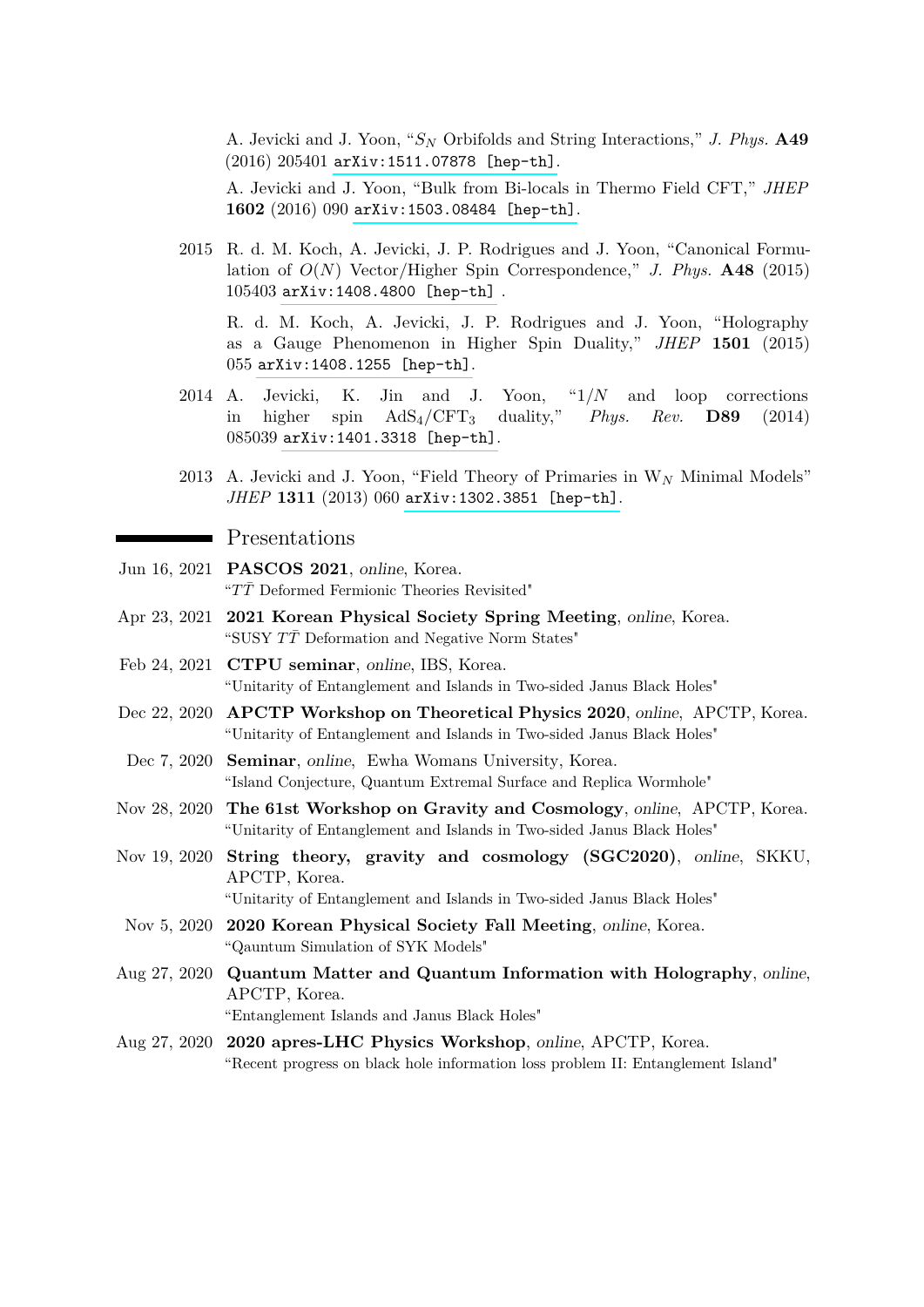A. Jevicki and J. Yoon, “$S_N$ Orbifolds and String Interactions,” *J. Phys.* **A49** (2016) 205401 arXiv:1511.07878 [hep-th].

A. Jevicki and J. Yoon, “Bulk from Bi-locals in Thermo Field CFT,” *JHEP* **1602** (2016) 090 arXiv:1503.08484 [hep-th].

2015 R. d. M. Koch, A. Jevicki, J. P. Rodrigues and J. Yoon, “Canonical Formulation of $O(N)$ Vector/Higher Spin Correspondence,” *J. Phys.* **A48** (2015) 105403 arXiv:1408.4800 [hep-th] .

R. d. M. Koch, A. Jevicki, J. P. Rodrigues and J. Yoon, “Holography as a Gauge Phenomenon in Higher Spin Duality,” *JHEP* **1501** (2015) 055 arXiv:1408.1255 [hep-th].

2014 A. Jevicki, K. Jin and J. Yoon, “$1/N$ and loop corrections in higher spin $AdS_4/CFT_3$ duality,” *Phys. Rev.* **D89** (2014) 085039 arXiv:1401.3318 [hep-th].

2013 A. Jevicki and J. Yoon, “Field Theory of Primaries in $W_N$ Minimal Models” *JHEP* **1311** (2013) 060 arXiv:1302.3851 [hep-th].

## Presentations

Jun 16, 2021 **PASCOS 2021**, *online*, Korea.
“$T\bar{T}$ Deformed Fermionic Theories Revisited"

Apr 23, 2021 **2021 Korean Physical Society Spring Meeting**, *online*, Korea.
“SUSY $T\bar{T}$ Deformation and Negative Norm States"

Feb 24, 2021 **CTPU seminar**, *online*, IBS, Korea.
“Unitarity of Entanglement and Islands in Two-sided Janus Black Holes"

Dec 22, 2020 **APCTP Workshop on Theoretical Physics 2020**, *online*, APCTP, Korea.
“Unitarity of Entanglement and Islands in Two-sided Janus Black Holes"

Dec 7, 2020 **Seminar**, *online*, Ewha Womans University, Korea.
“Island Conjecture, Quantum Extremal Surface and Replica Wormhole"

Nov 28, 2020 **The 61st Workshop on Gravity and Cosmology**, *online*, APCTP, Korea.
“Unitarity of Entanglement and Islands in Two-sided Janus Black Holes"

Nov 19, 2020 **String theory, gravity and cosmology (SGC2020)**, *online*, SKKU, APCTP, Korea.
“Unitarity of Entanglement and Islands in Two-sided Janus Black Holes"

Nov 5, 2020 **2020 Korean Physical Society Fall Meeting**, *online*, Korea.
“Qauntum Simulation of SYK Models"

Aug 27, 2020 **Quantum Matter and Quantum Information with Holography**, *online*, APCTP, Korea.
“Entanglement Islands and Janus Black Holes"

Aug 27, 2020 **2020 apres-LHC Physics Workshop**, *online*, APCTP, Korea.
“Recent progress on black hole information loss problem II: Entanglement Island"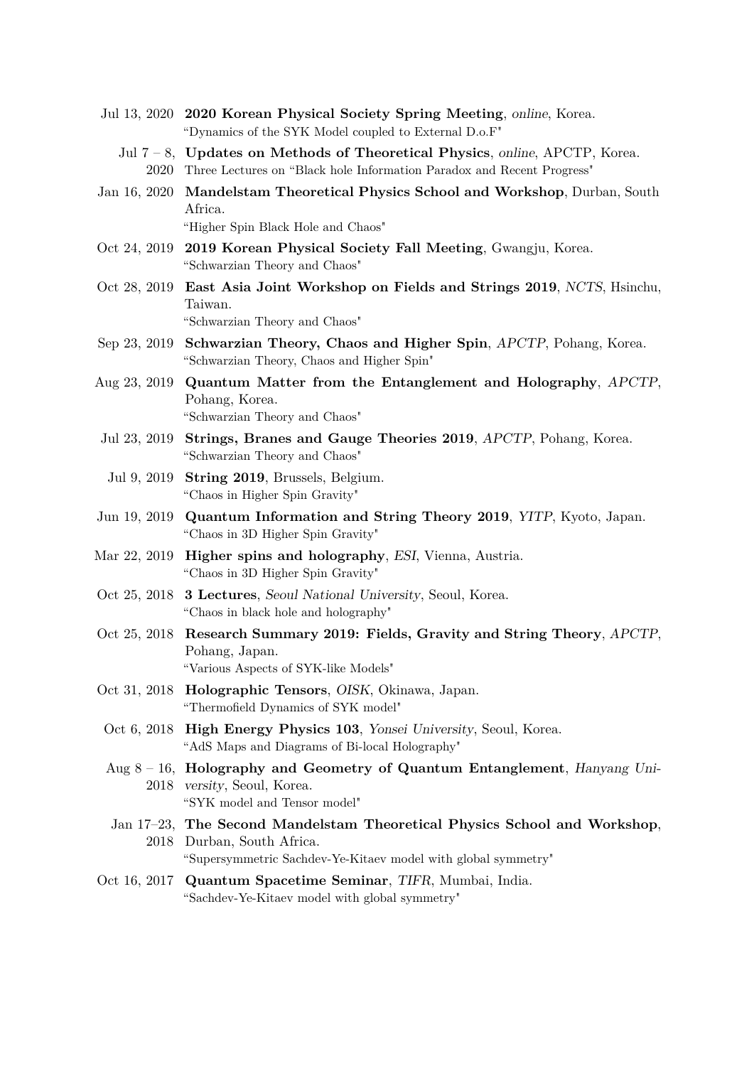- Jul 13, 2020 **2020 Korean Physical Society Spring Meeting**, *online*, Korea.
  "Dynamics of the SYK Model coupled to External D.o.F"
- Jul 7 – 8, 2020 **Updates on Methods of Theoretical Physics**, *online*, APCTP, Korea.
  Three Lectures on "Black hole Information Paradox and Recent Progress"
- Jan 16, 2020 **Mandelstam Theoretical Physics School and Workshop**, Durban, South Africa.
  "Higher Spin Black Hole and Chaos"
- Oct 24, 2019 **2019 Korean Physical Society Fall Meeting**, Gwangju, Korea.
  "Schwarzian Theory and Chaos"
- Oct 28, 2019 **East Asia Joint Workshop on Fields and Strings 2019**, *NCTS*, Hsinchu, Taiwan.
  "Schwarzian Theory and Chaos"
- Sep 23, 2019 **Schwarzian Theory, Chaos and Higher Spin**, *APCTP*, Pohang, Korea.
  "Schwarzian Theory, Chaos and Higher Spin"
- Aug 23, 2019 **Quantum Matter from the Entanglement and Holography**, *APCTP*, Pohang, Korea.
  "Schwarzian Theory and Chaos"
- Jul 23, 2019 **Strings, Branes and Gauge Theories 2019**, *APCTP*, Pohang, Korea.
  "Schwarzian Theory and Chaos"
- Jul 9, 2019 **String 2019**, Brussels, Belgium.
  "Chaos in Higher Spin Gravity"
- Jun 19, 2019 **Quantum Information and String Theory 2019**, *YITP*, Kyoto, Japan.
  "Chaos in 3D Higher Spin Gravity"
- Mar 22, 2019 **Higher spins and holography**, *ESI*, Vienna, Austria.
  "Chaos in 3D Higher Spin Gravity"
- Oct 25, 2018 **3 Lectures**, *Seoul National University*, Seoul, Korea.
  "Chaos in black hole and holography"
- Oct 25, 2018 **Research Summary 2019: Fields, Gravity and String Theory**, *APCTP*, Pohang, Japan.
  "Various Aspects of SYK-like Models"
- Oct 31, 2018 **Holographic Tensors**, *OISK*, Okinawa, Japan.
  "Thermofield Dynamics of SYK model"
- Oct 6, 2018 **High Energy Physics 103**, *Yonsei University*, Seoul, Korea.
  "AdS Maps and Diagrams of Bi-local Holography"
- Aug 8 – 16, 2018 **Holography and Geometry of Quantum Entanglement**, *Hanyang University*, Seoul, Korea.
  "SYK model and Tensor model"
- Jan 17–23, 2018 **The Second Mandelstam Theoretical Physics School and Workshop**, Durban, South Africa.
  "Supersymmetric Sachdev-Ye-Kitaev model with global symmetry"
- Oct 16, 2017 **Quantum Spacetime Seminar**, *TIFR*, Mumbai, India.
  "Sachdev-Ye-Kitaev model with global symmetry"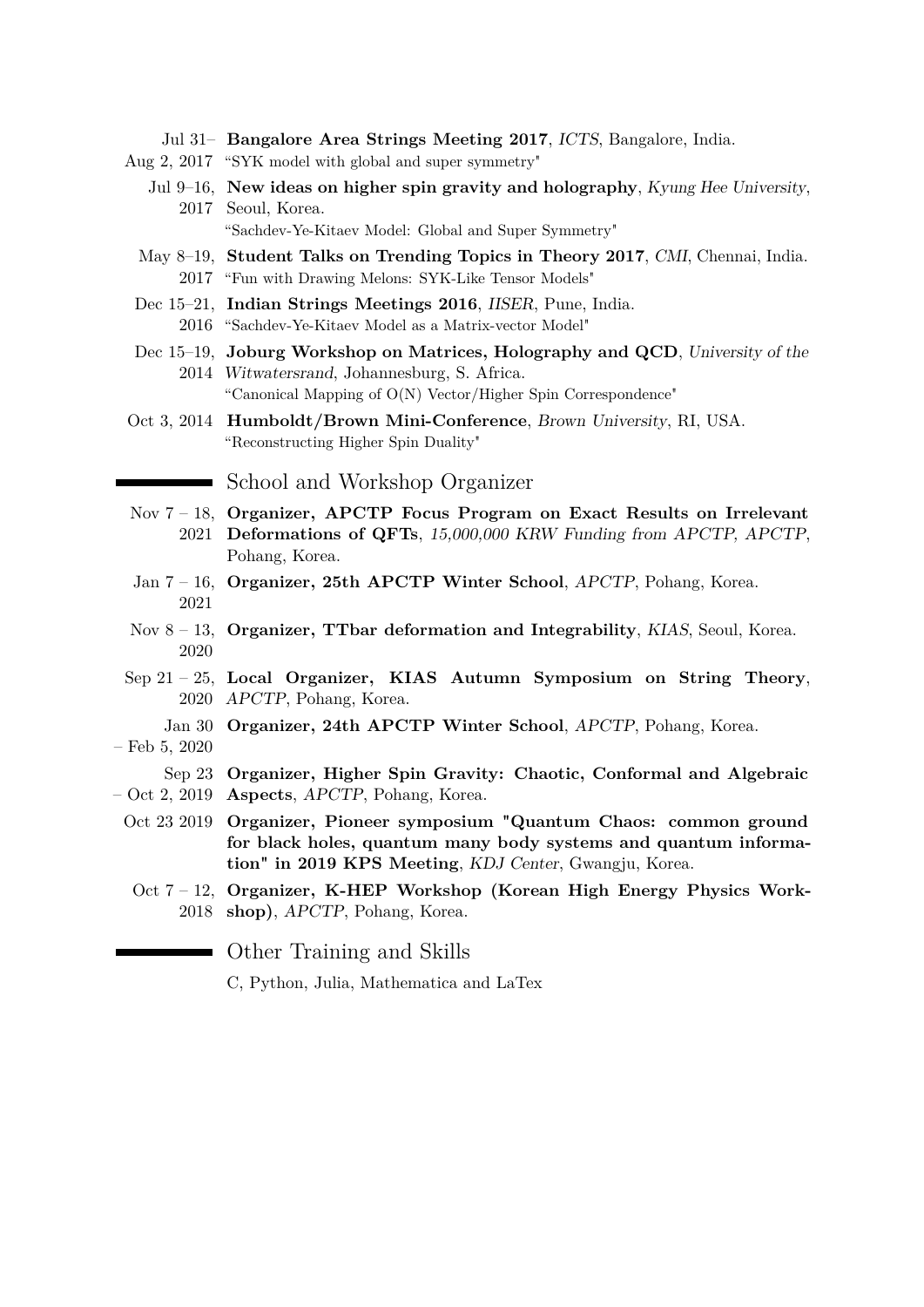- Jul 31– Aug 2, 2017 **Bangalore Area Strings Meeting 2017**, *ICTS*, Bangalore, India.
  "SYK model with global and super symmetry"
- Jul 9–16, 2017 **New ideas on higher spin gravity and holography**, *Kyung Hee University*, Seoul, Korea.
  "Sachdev-Ye-Kitaev Model: Global and Super Symmetry"
- May 8–19, 2017 **Student Talks on Trending Topics in Theory 2017**, *CMI*, Chennai, India.
  "Fun with Drawing Melons: SYK-Like Tensor Models"
- Dec 15–21, 2016 **Indian Strings Meetings 2016**, *IISER*, Pune, India.
  "Sachdev-Ye-Kitaev Model as a Matrix-vector Model"
- Dec 15–19, 2014 **Joburg Workshop on Matrices, Holography and QCD**, *University of the Witwatersrand*, Johannesburg, S. Africa.
  "Canonical Mapping of O(N) Vector/Higher Spin Correspondence"
- Oct 3, 2014 **Humboldt/Brown Mini-Conference**, *Brown University*, RI, USA.
  "Reconstructing Higher Spin Duality"

## School and Workshop Organizer

- Nov 7 – 18, 2021 **Organizer, APCTP Focus Program on Exact Results on Irrelevant Deformations of QFTs**, *15,000,000 KRW Funding from APCTP*, *APCTP*, Pohang, Korea.
- Jan 7 – 16, 2021 **Organizer, 25th APCTP Winter School**, *APCTP*, Pohang, Korea.
- Nov 8 – 13, 2020 **Organizer, TTbar deformation and Integrability**, *KIAS*, Seoul, Korea.
- Sep 21 – 25, 2020 **Local Organizer, KIAS Autumn Symposium on String Theory**, *APCTP*, Pohang, Korea.
- Jan 30 – Feb 5, 2020 **Organizer, 24th APCTP Winter School**, *APCTP*, Pohang, Korea.
- Sep 23 – Oct 2, 2019 **Organizer, Higher Spin Gravity: Chaotic, Conformal and Algebraic Aspects**, *APCTP*, Pohang, Korea.
- Oct 23 2019 **Organizer, Pioneer symposium "Quantum Chaos: common ground for black holes, quantum many body systems and quantum information" in 2019 KPS Meeting**, *KDJ Center*, Gwangju, Korea.
- Oct 7 – 12, 2018 **Organizer, K-HEP Workshop (Korean High Energy Physics Workshop)**, *APCTP*, Pohang, Korea.

## Other Training and Skills

C, Python, Julia, Mathematica and LaTex